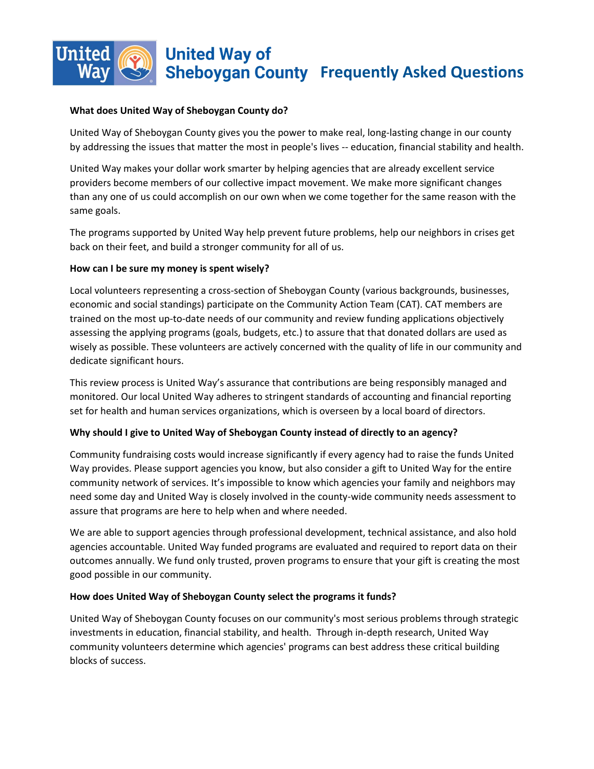# United Way of Sheboygan County Frequently Asked Questions

**What does United Way of Sheboygan County do?**

United Way of Sheboygan County gives you the power to make real, long-lasting change in our county by addressing the issues that matter the most in people's lives -- education, financial stability and health.

United Way makes your dollar work smarter by helping agencies that are already excellent service providers become members of our collective impact movement. We make more significant changes than any one of us could accomplish on our own when we come together for the same reason with the same goals.

The programs supported by United Way help prevent future problems, help our neighbors in crises get back on their feet, and build a stronger community for all of us.

**How can I be sure my money is spent wisely?**

Local volunteers representing a cross-section of Sheboygan County (various backgrounds, businesses, economic and social standings) participate on the Community Action Team (CAT). CAT members are trained on the most up-to-date needs of our community and review funding applications objectively assessing the applying programs (goals, budgets, etc.) to assure that that donated dollars are used as wisely as possible. These volunteers are actively concerned with the quality of life in our community and dedicate significant hours.

This review process is United Way's assurance that contributions are being responsibly managed and monitored. Our local United Way adheres to stringent standards of accounting and financial reporting set for health and human services organizations, which is overseen by a local board of directors.

**Why should I give to United Way of Sheboygan County instead of directly to an agency?**

Community fundraising costs would increase significantly if every agency had to raise the funds United Way provides. Please support agencies you know, but also consider a gift to United Way for the entire community network of services. It's impossible to know which agencies your family and neighbors may need some day and United Way is closely involved in the county-wide community needs assessment to assure that programs are here to help when and where needed.

We are able to support agencies through professional development, technical assistance, and also hold agencies accountable. United Way funded programs are evaluated and required to report data on their outcomes annually. We fund only trusted, proven programs to ensure that your gift is creating the most good possible in our community.

**How does United Way of Sheboygan County select the programs it funds?**

United Way of Sheboygan County focuses on our community's most serious problems through strategic investments in education, financial stability, and health. Through in-depth research, United Way community volunteers determine which agencies' programs can best address these critical building blocks of success.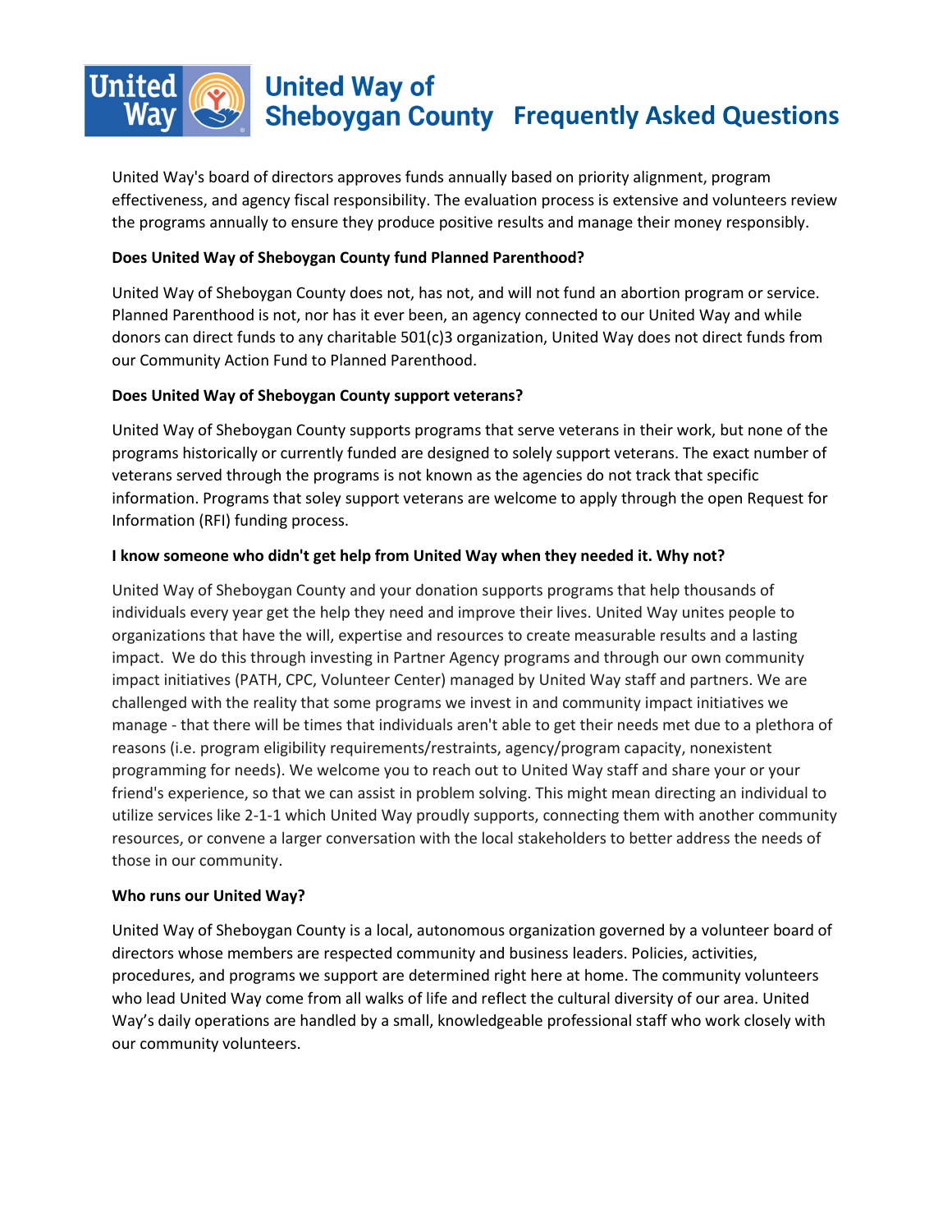United Way's board of directors approves funds annually based on priority alignment, program effectiveness, and agency fiscal responsibility. The evaluation process is extensive and volunteers review the programs annually to ensure they produce positive results and manage their money responsibly.

**Does United Way of Sheboygan County fund Planned Parenthood?**

United Way of Sheboygan County does not, has not, and will not fund an abortion program or service. Planned Parenthood is not, nor has it ever been, an agency connected to our United Way and while donors can direct funds to any charitable 501(c)3 organization, United Way does not direct funds from our Community Action Fund to Planned Parenthood.

**Does United Way of Sheboygan County support veterans?**

United Way of Sheboygan County supports programs that serve veterans in their work, but none of the programs historically or currently funded are designed to solely support veterans. The exact number of veterans served through the programs is not known as the agencies do not track that specific information. Programs that soley support veterans are welcome to apply through the open Request for Information (RFI) funding process.

**I know someone who didn't get help from United Way when they needed it. Why not?**

United Way of Sheboygan County and your donation supports programs that help thousands of individuals every year get the help they need and improve their lives. United Way unites people to organizations that have the will, expertise and resources to create measurable results and a lasting impact. We do this through investing in Partner Agency programs and through our own community impact initiatives (PATH, CPC, Volunteer Center) managed by United Way staff and partners. We are challenged with the reality that some programs we invest in and community impact initiatives we manage - that there will be times that individuals aren't able to get their needs met due to a plethora of reasons (i.e. program eligibility requirements/restraints, agency/program capacity, nonexistent programming for needs). We welcome you to reach out to United Way staff and share your or your friend's experience, so that we can assist in problem solving. This might mean directing an individual to utilize services like 2-1-1 which United Way proudly supports, connecting them with another community resources, or convene a larger conversation with the local stakeholders to better address the needs of those in our community.

**Who runs our United Way?**

United Way of Sheboygan County is a local, autonomous organization governed by a volunteer board of directors whose members are respected community and business leaders. Policies, activities, procedures, and programs we support are determined right here at home. The community volunteers who lead United Way come from all walks of life and reflect the cultural diversity of our area. United Way's daily operations are handled by a small, knowledgeable professional staff who work closely with our community volunteers.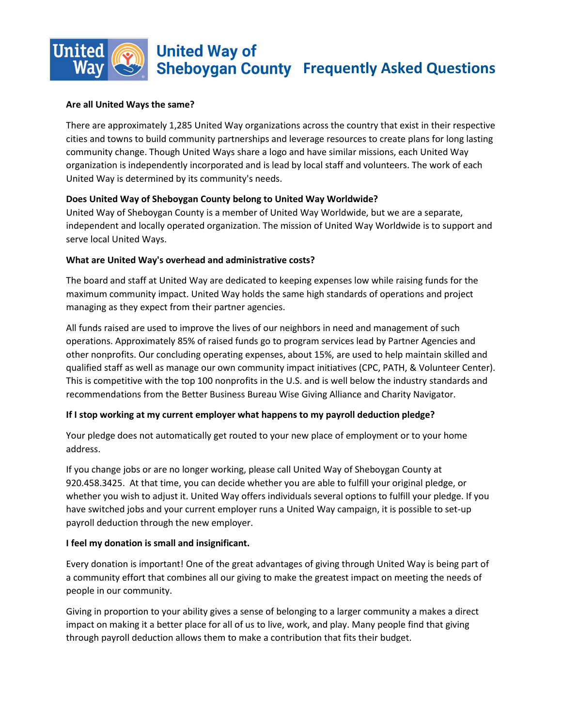# United Way of Sheboygan County Frequently Asked Questions

**Are all United Ways the same?**

There are approximately 1,285 United Way organizations across the country that exist in their respective cities and towns to build community partnerships and leverage resources to create plans for long lasting community change. Though United Ways share a logo and have similar missions, each United Way organization is independently incorporated and is lead by local staff and volunteers. The work of each United Way is determined by its community's needs.

**Does United Way of Sheboygan County belong to United Way Worldwide?**

United Way of Sheboygan County is a member of United Way Worldwide, but we are a separate, independent and locally operated organization. The mission of United Way Worldwide is to support and serve local United Ways.

**What are United Way's overhead and administrative costs?**

The board and staff at United Way are dedicated to keeping expenses low while raising funds for the maximum community impact. United Way holds the same high standards of operations and project managing as they expect from their partner agencies.

All funds raised are used to improve the lives of our neighbors in need and management of such operations. Approximately 85% of raised funds go to program services lead by Partner Agencies and other nonprofits. Our concluding operating expenses, about 15%, are used to help maintain skilled and qualified staff as well as manage our own community impact initiatives (CPC, PATH, & Volunteer Center). This is competitive with the top 100 nonprofits in the U.S. and is well below the industry standards and recommendations from the Better Business Bureau Wise Giving Alliance and Charity Navigator.

**If I stop working at my current employer what happens to my payroll deduction pledge?**

Your pledge does not automatically get routed to your new place of employment or to your home address.

If you change jobs or are no longer working, please call United Way of Sheboygan County at 920.458.3425. At that time, you can decide whether you are able to fulfill your original pledge, or whether you wish to adjust it. United Way offers individuals several options to fulfill your pledge. If you have switched jobs and your current employer runs a United Way campaign, it is possible to set-up payroll deduction through the new employer.

**I feel my donation is small and insignificant.**

Every donation is important! One of the great advantages of giving through United Way is being part of a community effort that combines all our giving to make the greatest impact on meeting the needs of people in our community.

Giving in proportion to your ability gives a sense of belonging to a larger community a makes a direct impact on making it a better place for all of us to live, work, and play. Many people find that giving through payroll deduction allows them to make a contribution that fits their budget.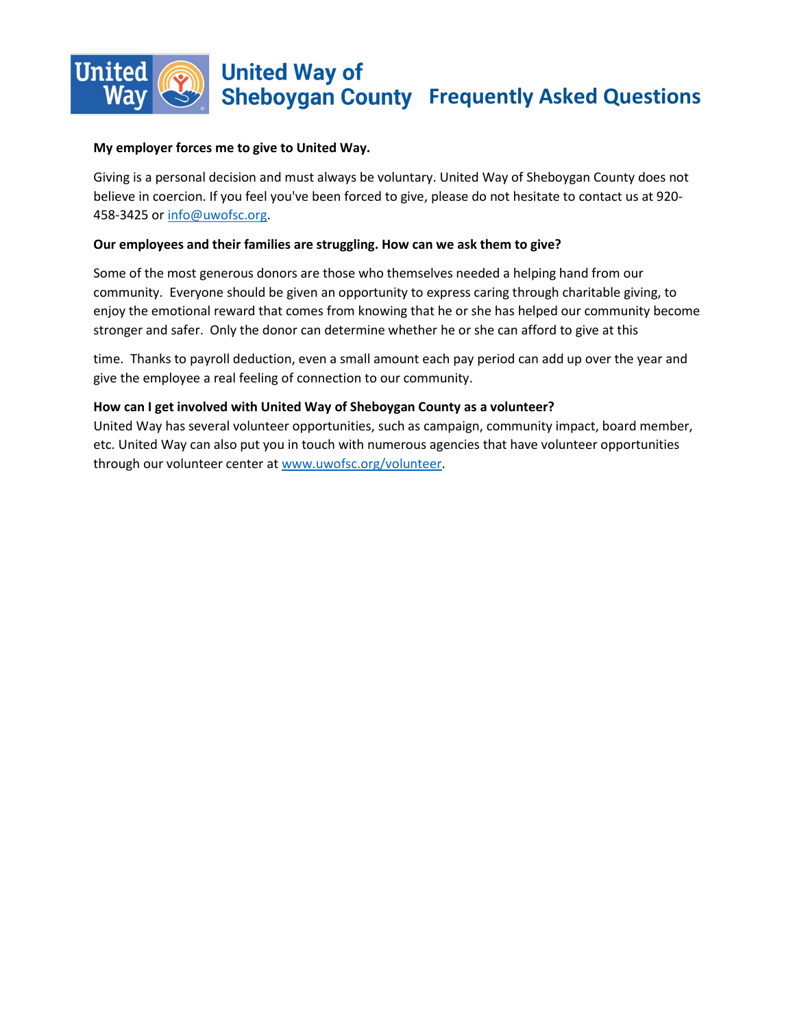**My employer forces me to give to United Way.**

Giving is a personal decision and must always be voluntary. United Way of Sheboygan County does not believe in coercion. If you feel you've been forced to give, please do not hesitate to contact us at 920-458-3425 or info@uwofsc.org.

**Our employees and their families are struggling. How can we ask them to give?**

Some of the most generous donors are those who themselves needed a helping hand from our community. Everyone should be given an opportunity to express caring through charitable giving, to enjoy the emotional reward that comes from knowing that he or she has helped our community become stronger and safer. Only the donor can determine whether he or she can afford to give at this time. Thanks to payroll deduction, even a small amount each pay period can add up over the year and give the employee a real feeling of connection to our community.

**How can I get involved with United Way of Sheboygan County as a volunteer?**

United Way has several volunteer opportunities, such as campaign, community impact, board member, etc. United Way can also put you in touch with numerous agencies that have volunteer opportunities through our volunteer center at www.uwofsc.org/volunteer.